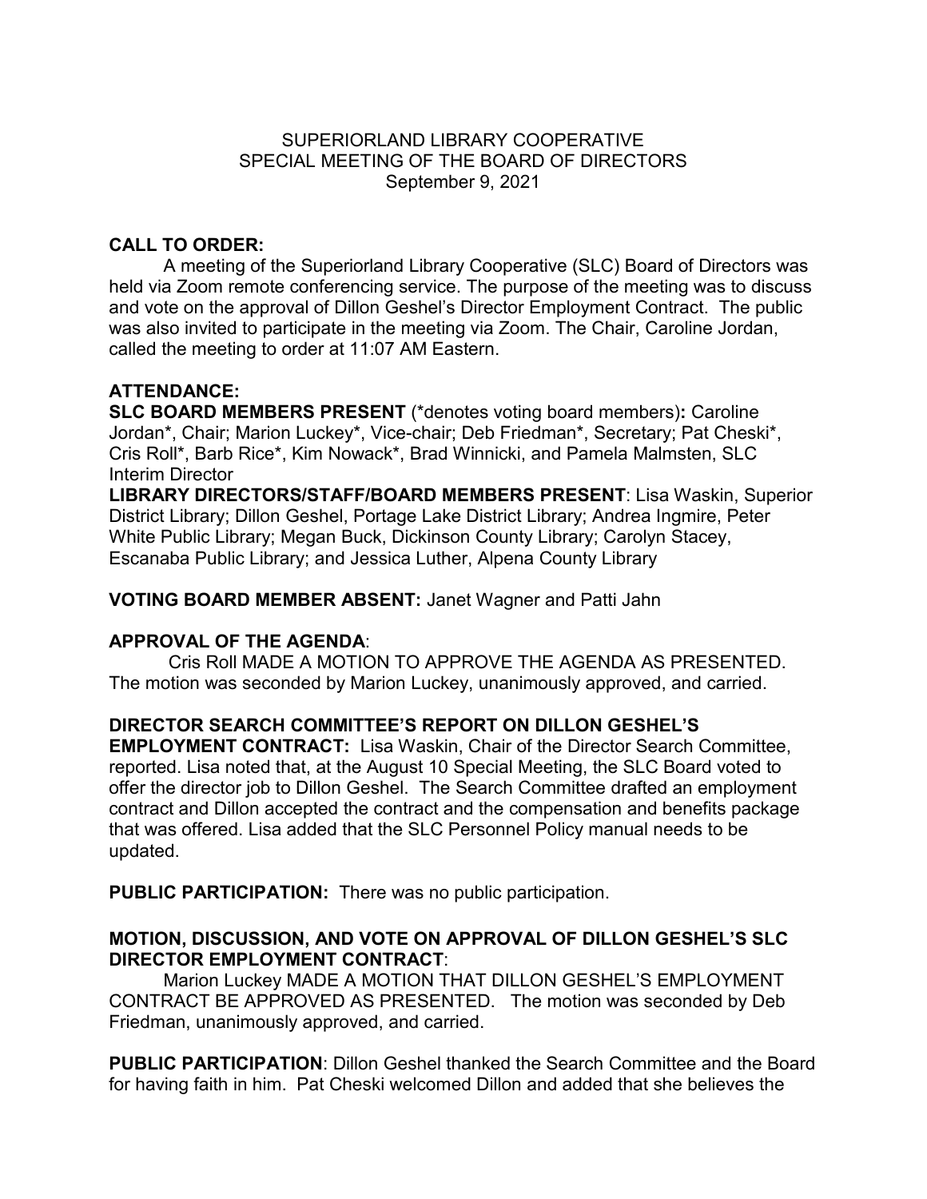# SUPERIORLAND LIBRARY COOPERATIVE
## SPECIAL MEETING OF THE BOARD OF DIRECTORS
### September 9, 2021

**CALL TO ORDER:**

A meeting of the Superiorland Library Cooperative (SLC) Board of Directors was held via Zoom remote conferencing service. The purpose of the meeting was to discuss and vote on the approval of Dillon Geshel's Director Employment Contract. The public was also invited to participate in the meeting via Zoom. The Chair, Caroline Jordan, called the meeting to order at 11:07 AM Eastern.

**ATTENDANCE:**

**SLC BOARD MEMBERS PRESENT** (*denotes voting board members)**:** Caroline Jordan*, Chair; Marion Luckey*, Vice-chair; Deb Friedman*, Secretary; Pat Cheski*, Cris Roll*, Barb Rice*, Kim Nowack*, Brad Winnicki, and Pamela Malmsten, SLC Interim Director

**LIBRARY DIRECTORS/STAFF/BOARD MEMBERS PRESENT**: Lisa Waskin, Superior District Library; Dillon Geshel, Portage Lake District Library; Andrea Ingmire, Peter White Public Library; Megan Buck, Dickinson County Library; Carolyn Stacey, Escanaba Public Library; and Jessica Luther, Alpena County Library

**VOTING BOARD MEMBER ABSENT:** Janet Wagner and Patti Jahn

**APPROVAL OF THE AGENDA**:

Cris Roll MADE A MOTION TO APPROVE THE AGENDA AS PRESENTED. The motion was seconded by Marion Luckey, unanimously approved, and carried.

**DIRECTOR SEARCH COMMITTEE'S REPORT ON DILLON GESHEL'S EMPLOYMENT CONTRACT:** Lisa Waskin, Chair of the Director Search Committee, reported. Lisa noted that, at the August 10 Special Meeting, the SLC Board voted to offer the director job to Dillon Geshel. The Search Committee drafted an employment contract and Dillon accepted the contract and the compensation and benefits package that was offered. Lisa added that the SLC Personnel Policy manual needs to be updated.

**PUBLIC PARTICIPATION:** There was no public participation.

**MOTION, DISCUSSION, AND VOTE ON APPROVAL OF DILLON GESHEL'S SLC DIRECTOR EMPLOYMENT CONTRACT**:

Marion Luckey MADE A MOTION THAT DILLON GESHEL'S EMPLOYMENT CONTRACT BE APPROVED AS PRESENTED. The motion was seconded by Deb Friedman, unanimously approved, and carried.

**PUBLIC PARTICIPATION**: Dillon Geshel thanked the Search Committee and the Board for having faith in him. Pat Cheski welcomed Dillon and added that she believes the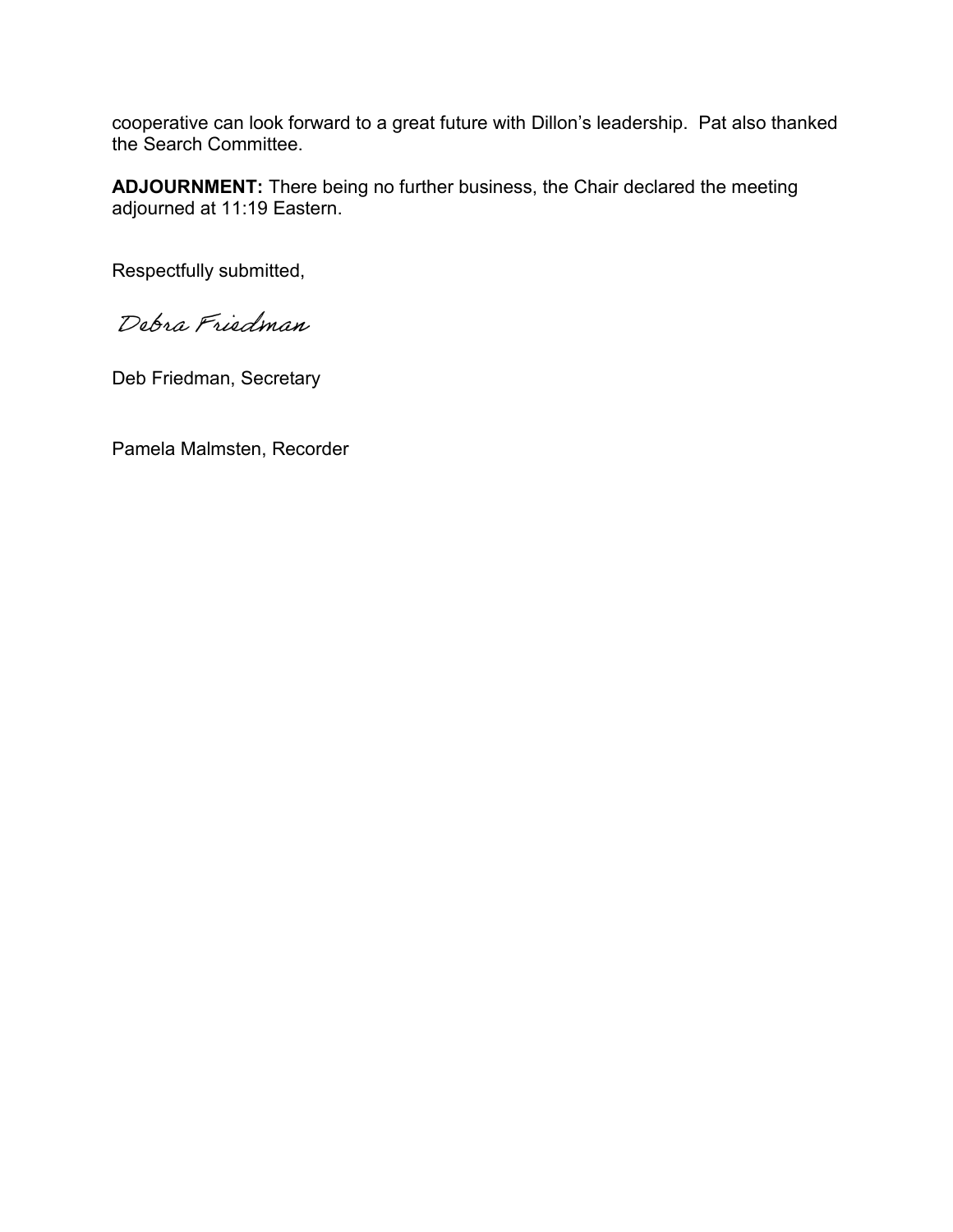cooperative can look forward to a great future with Dillon's leadership. Pat also thanked the Search Committee.

**ADJOURNMENT:** There being no further business, the Chair declared the meeting adjourned at 11:19 Eastern.

Respectfully submitted,

*Debra Friedman*

Deb Friedman, Secretary

Pamela Malmsten, Recorder